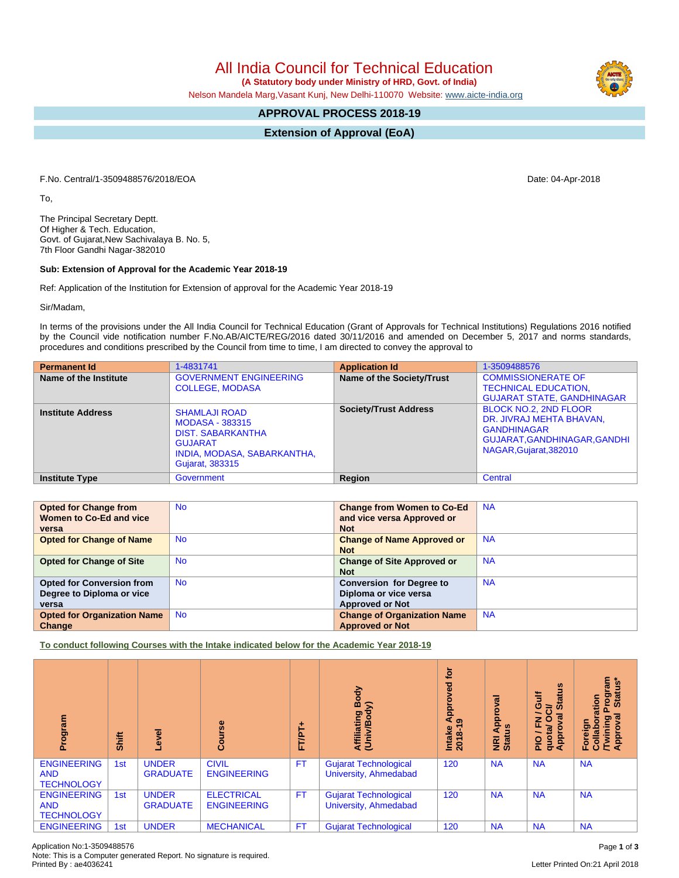# All India Council for Technical Education

**(A Statutory body under Ministry of HRD, Govt. of India)**

Nelson Mandela Marg,Vasant Kunj, New Delhi-110070 Website: www.aicte-india.org

## APPROVAL PROCESS 2018-19

## Extension of Approval (EoA)

F.No. Central/1-3509488576/2018/EOA

Date: 04-Apr-2018

To,

The Principal Secretary Deptt.
Of Higher & Tech. Education,
Govt. of Gujarat,New Sachivalaya B. No. 5,
7th Floor Gandhi Nagar-382010

**Sub: Extension of Approval for the Academic Year 2018-19**

Ref: Application of the Institution for Extension of approval for the Academic Year 2018-19

Sir/Madam,

In terms of the provisions under the All India Council for Technical Education (Grant of Approvals for Technical Institutions) Regulations 2016 notified by the Council vide notification number F.No.AB/AICTE/REG/2016 dated 30/11/2016 and amended on December 5, 2017 and norms standards, procedures and conditions prescribed by the Council from time to time, I am directed to convey the approval to

| **Permanent Id** | 1-4831741 | **Application Id** | 1-3509488576 |
|---|---|---|---|
| **Name of the Institute** | GOVERNMENT ENGINEERING COLLEGE, MODASA | **Name of the Society/Trust** | COMMISSIONERATE OF TECHNICAL EDUCATION, GUJARAT STATE, GANDHINAGAR |
| **Institute Address** | SHAMLAJI ROAD MODASA - 383315 DIST. SABARKANTHA GUJARAT INDIA, MODASA, SABARKANTHA, Gujarat, 383315 | **Society/Trust Address** | BLOCK NO.2, 2ND FLOOR DR. JIVRAJ MEHTA BHAVAN, GANDHINAGAR GUJARAT,GANDHINAGAR,GANDHINAGAR,Gujarat,382010 |
| **Institute Type** | Government | **Region** | Central |

| **Opted for Change from Women to Co-Ed and vice versa** | No | **Change from Women to Co-Ed and vice versa Approved or Not** | NA |
|---|---|---|---|
| **Opted for Change of Name** | No | **Change of Name Approved or Not** | NA |
| **Opted for Change of Site** | No | **Change of Site Approved or Not** | NA |
| **Opted for Conversion from Degree to Diploma or vice versa** | No | **Conversion for Degree to Diploma or vice versa Approved or Not** | NA |
| **Opted for Organization Name Change** | No | **Change of Organization Name Approved or Not** | NA |

**To conduct following Courses with the Intake indicated below for the Academic Year 2018-19**

| Program | Shift | Level | Course | FT/PT+ | Affiliating Body (Univ/Body) | Intake Approved for 2018-19 | NRI Approval Status | PIO / FN / Gulf quota/ OCI/ Approval Status | Foreign Collaboration /Twining Program Approval Status* |
|---|---|---|---|---|---|---|---|---|---|
| ENGINEERING AND TECHNOLOGY | 1st | UNDER GRADUATE | CIVIL ENGINEERING | FT | Gujarat Technological University, Ahmedabad | 120 | NA | NA | NA |
| ENGINEERING AND TECHNOLOGY | 1st | UNDER GRADUATE | ELECTRICAL ENGINEERING | FT | Gujarat Technological University, Ahmedabad | 120 | NA | NA | NA |
| ENGINEERING | 1st | UNDER | MECHANICAL | FT | Gujarat Technological | 120 | NA | NA | NA |

Application No:1-3509488576
Note: This is a Computer generated Report. No signature is required.
Printed By : ae4036241

Letter Printed On:21 April 2018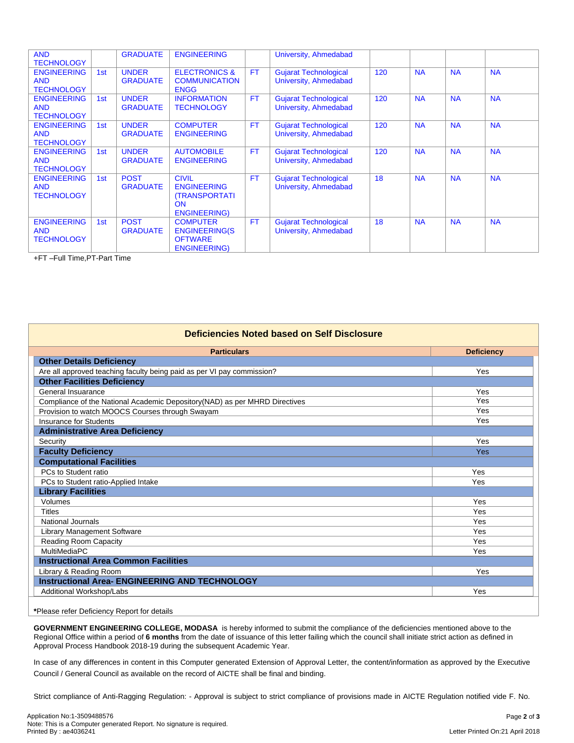| | | | | | | | | | |
|---|---|---|---|---|---|---|---|---|---|
| AND TECHNOLOGY | | GRADUATE | ENGINEERING | | University, Ahmedabad | | | | |
| ENGINEERING AND TECHNOLOGY | 1st | UNDER GRADUATE | ELECTRONICS & COMMUNICATION ENGG | FT | Gujarat Technological University, Ahmedabad | 120 | NA | NA | NA |
| ENGINEERING AND TECHNOLOGY | 1st | UNDER GRADUATE | INFORMATION TECHNOLOGY | FT | Gujarat Technological University, Ahmedabad | 120 | NA | NA | NA |
| ENGINEERING AND TECHNOLOGY | 1st | UNDER GRADUATE | COMPUTER ENGINEERING | FT | Gujarat Technological University, Ahmedabad | 120 | NA | NA | NA |
| ENGINEERING AND TECHNOLOGY | 1st | UNDER GRADUATE | AUTOMOBILE ENGINEERING | FT | Gujarat Technological University, Ahmedabad | 120 | NA | NA | NA |
| ENGINEERING AND TECHNOLOGY | 1st | POST GRADUATE | CIVIL ENGINEERING (TRANSPORTATION ENGINEERING) | FT | Gujarat Technological University, Ahmedabad | 18 | NA | NA | NA |
| ENGINEERING AND TECHNOLOGY | 1st | POST GRADUATE | COMPUTER ENGINEERING(SOFTWARE ENGINEERING) | FT | Gujarat Technological University, Ahmedabad | 18 | NA | NA | NA |

+FT –Full Time,PT-Part Time

## Deficiencies Noted based on Self Disclosure

| Particulars | Deficiency |
|---|---|
| **Other Details Deficiency** | |
| Are all approved teaching faculty being paid as per VI pay commission? | Yes |
| **Other Facilities Deficiency** | |
| General Insuarance | Yes |
| Compliance of the National Academic Depository(NAD) as per MHRD Directives | Yes |
| Provision to watch MOOCS Courses through Swayam | Yes |
| Insurance for Students | Yes |
| **Administrative Area Deficiency** | |
| Security | Yes |
| **Faculty Deficiency** | Yes |
| **Computational Facilities** | |
| PCs to Student ratio | Yes |
| PCs to Student ratio-Applied Intake | Yes |
| **Library Facilities** | |
| Volumes | Yes |
| Titles | Yes |
| National Journals | Yes |
| Library Management Software | Yes |
| Reading Room Capacity | Yes |
| MultiMediaPC | Yes |
| **Instructional Area Common Facilities** | |
| Library & Reading Room | Yes |
| **Instructional Area- ENGINEERING AND TECHNOLOGY** | |
| Additional Workshop/Labs | Yes |

*Please refer Deficiency Report for details

**GOVERNMENT ENGINEERING COLLEGE, MODASA** is hereby informed to submit the compliance of the deficiencies mentioned above to the Regional Office within a period of **6 months** from the date of issuance of this letter failing which the council shall initiate strict action as defined in Approval Process Handbook 2018-19 during the subsequent Academic Year.

In case of any differences in content in this Computer generated Extension of Approval Letter, the content/information as approved by the Executive Council / General Council as available on the record of AICTE shall be final and binding.

Strict compliance of Anti-Ragging Regulation: - Approval is subject to strict compliance of provisions made in AICTE Regulation notified vide F. No.

Application No:1-3509488576
Note: This is a Computer generated Report. No signature is required.
Printed By : ae4036241

Letter Printed On:21 April 2018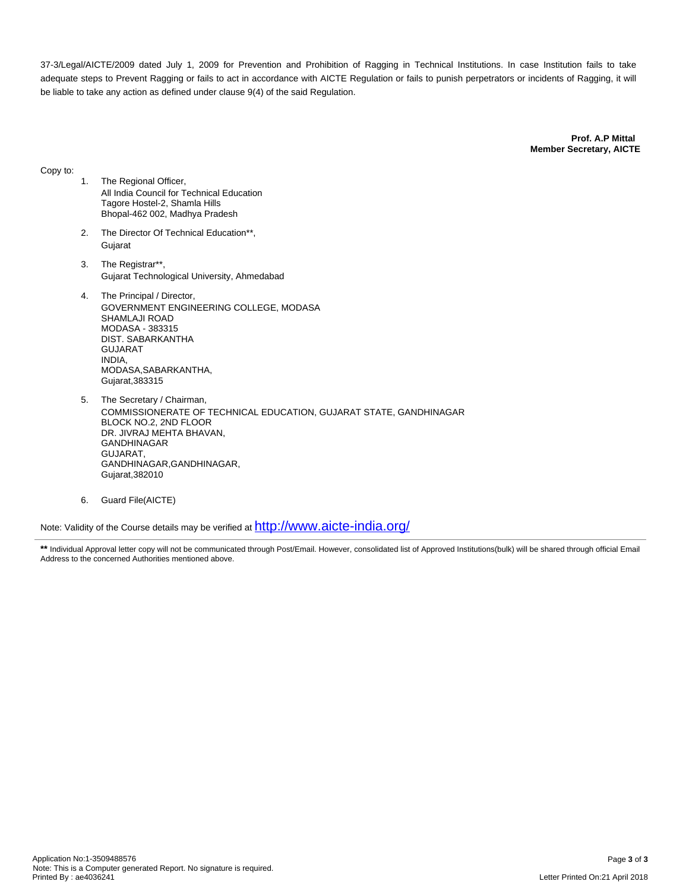37-3/Legal/AICTE/2009 dated July 1, 2009 for Prevention and Prohibition of Ragging in Technical Institutions. In case Institution fails to take adequate steps to Prevent Ragging or fails to act in accordance with AICTE Regulation or fails to punish perpetrators or incidents of Ragging, it will be liable to take any action as defined under clause 9(4) of the said Regulation.

**Prof. A.P Mittal**
**Member Secretary, AICTE**

Copy to:

1. The Regional Officer,
   All India Council for Technical Education
   Tagore Hostel-2, Shamla Hills
   Bhopal-462 002, Madhya Pradesh

2. The Director Of Technical Education**,
   Gujarat

3. The Registrar**,
   Gujarat Technological University, Ahmedabad

4. The Principal / Director,
   GOVERNMENT ENGINEERING COLLEGE, MODASA
   SHAMLAJI ROAD
   MODASA - 383315
   DIST. SABARKANTHA
   GUJARAT
   INDIA,
   MODASA,SABARKANTHA,
   Gujarat,383315

5. The Secretary / Chairman,
   COMMISSIONERATE OF TECHNICAL EDUCATION, GUJARAT STATE, GANDHINAGAR
   BLOCK NO.2, 2ND FLOOR
   DR. JIVRAJ MEHTA BHAVAN,
   GANDHINAGAR
   GUJARAT,
   GANDHINAGAR,GANDHINAGAR,
   Gujarat,382010

6. Guard File(AICTE)

Note: Validity of the Course details may be verified at http://www.aicte-india.org/

---

**** Individual Approval letter copy will not be communicated through Post/Email. However, consolidated list of Approved Institutions(bulk) will be shared through official Email Address to the concerned Authorities mentioned above.

Application No:1-3509488576
Note: This is a Computer generated Report. No signature is required.
Printed By : ae4036241

Letter Printed On:21 April 2018